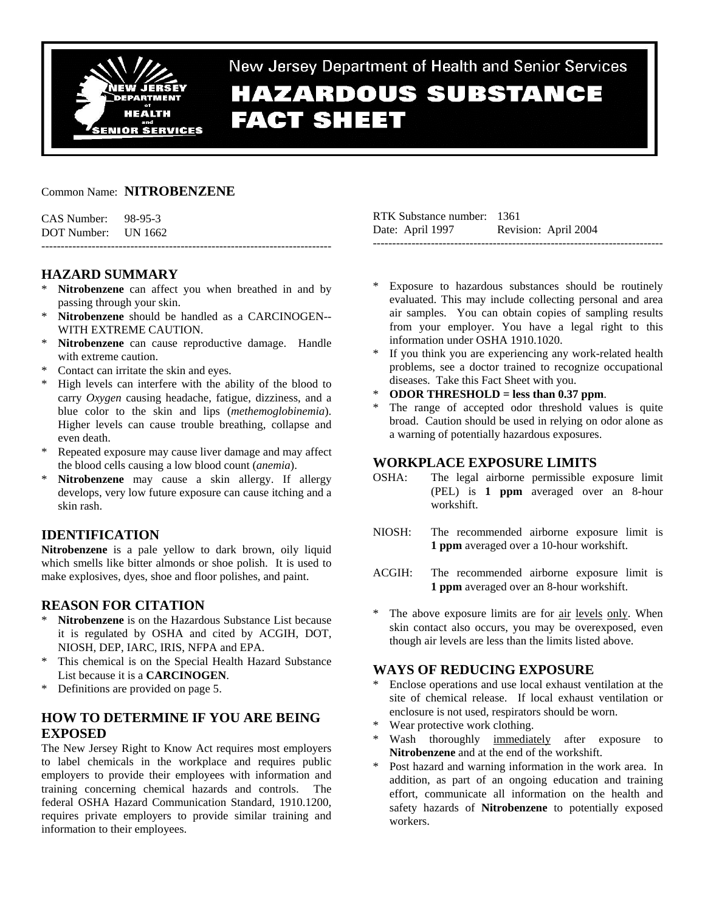New Jersey Department of Health and Senior Services

# HAZARDOUS SUBSTANCE FACT SHEET

Common Name: **NITROBENZENE**

CAS Number: 98-95-3
DOT Number: UN 1662

RTK Substance number: 1361
Date: April 1997 Revision: April 2004

---

## HAZARD SUMMARY

* **Nitrobenzene** can affect you when breathed in and by passing through your skin.
* **Nitrobenzene** should be handled as a CARCINOGEN--WITH EXTREME CAUTION.
* **Nitrobenzene** can cause reproductive damage. Handle with extreme caution.
* Contact can irritate the skin and eyes.
* High levels can interfere with the ability of the blood to carry *Oxygen* causing headache, fatigue, dizziness, and a blue color to the skin and lips (*methemoglobinemia*). Higher levels can cause trouble breathing, collapse and even death.
* Repeated exposure may cause liver damage and may affect the blood cells causing a low blood count (*anemia*).
* **Nitrobenzene** may cause a skin allergy. If allergy develops, very low future exposure can cause itching and a skin rash.

## IDENTIFICATION

**Nitrobenzene** is a pale yellow to dark brown, oily liquid which smells like bitter almonds or shoe polish. It is used to make explosives, dyes, shoe and floor polishes, and paint.

## REASON FOR CITATION

* **Nitrobenzene** is on the Hazardous Substance List because it is regulated by OSHA and cited by ACGIH, DOT, NIOSH, DEP, IARC, IRIS, NFPA and EPA.
* This chemical is on the Special Health Hazard Substance List because it is a **CARCINOGEN**.
* Definitions are provided on page 5.

## HOW TO DETERMINE IF YOU ARE BEING EXPOSED

The New Jersey Right to Know Act requires most employers to label chemicals in the workplace and requires public employers to provide their employees with information and training concerning chemical hazards and controls. The federal OSHA Hazard Communication Standard, 1910.1200, requires private employers to provide similar training and information to their employees.

* Exposure to hazardous substances should be routinely evaluated. This may include collecting personal and area air samples. You can obtain copies of sampling results from your employer. You have a legal right to this information under OSHA 1910.1020.
* If you think you are experiencing any work-related health problems, see a doctor trained to recognize occupational diseases. Take this Fact Sheet with you.
* **ODOR THRESHOLD = less than 0.37 ppm**.
* The range of accepted odor threshold values is quite broad. Caution should be used in relying on odor alone as a warning of potentially hazardous exposures.

## WORKPLACE EXPOSURE LIMITS

OSHA: The legal airborne permissible exposure limit (PEL) is **1 ppm** averaged over an 8-hour workshift.

NIOSH: The recommended airborne exposure limit is **1 ppm** averaged over a 10-hour workshift.

ACGIH: The recommended airborne exposure limit is **1 ppm** averaged over an 8-hour workshift.

* The above exposure limits are for air levels only. When skin contact also occurs, you may be overexposed, even though air levels are less than the limits listed above.

## WAYS OF REDUCING EXPOSURE

* Enclose operations and use local exhaust ventilation at the site of chemical release. If local exhaust ventilation or enclosure is not used, respirators should be worn.
* Wear protective work clothing.
* Wash thoroughly immediately after exposure to **Nitrobenzene** and at the end of the workshift.
* Post hazard and warning information in the work area. In addition, as part of an ongoing education and training effort, communicate all information on the health and safety hazards of **Nitrobenzene** to potentially exposed workers.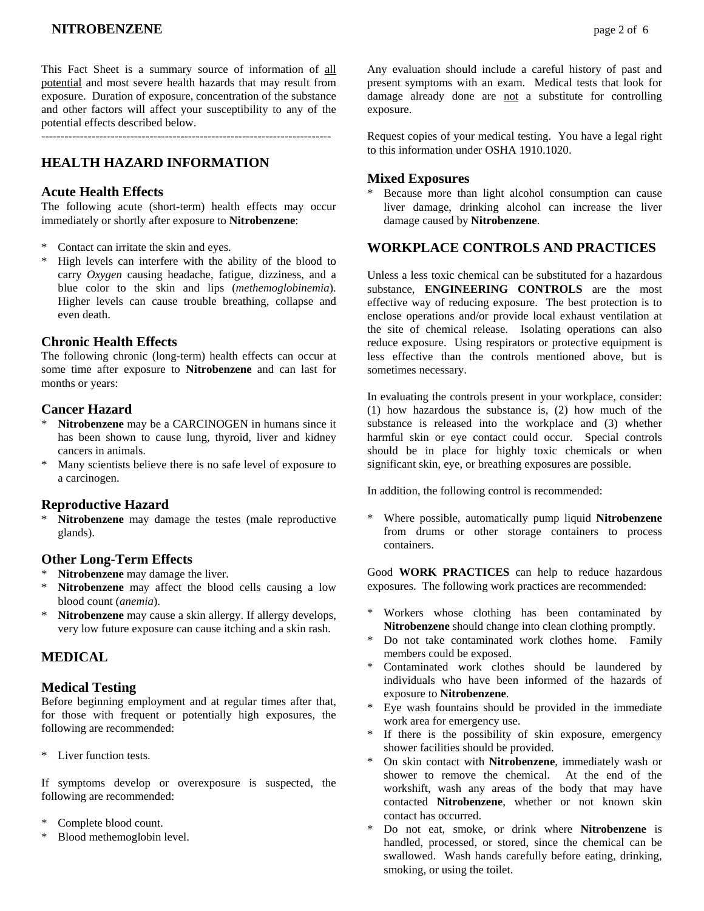This Fact Sheet is a summary source of information of all potential and most severe health hazards that may result from exposure. Duration of exposure, concentration of the substance and other factors will affect your susceptibility to any of the potential effects described below.

---------------------------------------------------------------------------

## HEALTH HAZARD INFORMATION

### Acute Health Effects

The following acute (short-term) health effects may occur immediately or shortly after exposure to **Nitrobenzene**:

* Contact can irritate the skin and eyes.
* High levels can interfere with the ability of the blood to carry *Oxygen* causing headache, fatigue, dizziness, and a blue color to the skin and lips (*methemoglobinemia*). Higher levels can cause trouble breathing, collapse and even death.

### Chronic Health Effects

The following chronic (long-term) health effects can occur at some time after exposure to **Nitrobenzene** and can last for months or years:

### Cancer Hazard

* **Nitrobenzene** may be a CARCINOGEN in humans since it has been shown to cause lung, thyroid, liver and kidney cancers in animals.
* Many scientists believe there is no safe level of exposure to a carcinogen.

### Reproductive Hazard

* **Nitrobenzene** may damage the testes (male reproductive glands).

### Other Long-Term Effects

* **Nitrobenzene** may damage the liver.
* **Nitrobenzene** may affect the blood cells causing a low blood count (*anemia*).
* **Nitrobenzene** may cause a skin allergy. If allergy develops, very low future exposure can cause itching and a skin rash.

## MEDICAL

### Medical Testing

Before beginning employment and at regular times after that, for those with frequent or potentially high exposures, the following are recommended:

* Liver function tests.

If symptoms develop or overexposure is suspected, the following are recommended:

* Complete blood count.
* Blood methemoglobin level.

Any evaluation should include a careful history of past and present symptoms with an exam. Medical tests that look for damage already done are not a substitute for controlling exposure.

Request copies of your medical testing. You have a legal right to this information under OSHA 1910.1020.

### Mixed Exposures

* Because more than light alcohol consumption can cause liver damage, drinking alcohol can increase the liver damage caused by **Nitrobenzene**.

## WORKPLACE CONTROLS AND PRACTICES

Unless a less toxic chemical can be substituted for a hazardous substance, **ENGINEERING CONTROLS** are the most effective way of reducing exposure. The best protection is to enclose operations and/or provide local exhaust ventilation at the site of chemical release. Isolating operations can also reduce exposure. Using respirators or protective equipment is less effective than the controls mentioned above, but is sometimes necessary.

In evaluating the controls present in your workplace, consider: (1) how hazardous the substance is, (2) how much of the substance is released into the workplace and (3) whether harmful skin or eye contact could occur. Special controls should be in place for highly toxic chemicals or when significant skin, eye, or breathing exposures are possible.

In addition, the following control is recommended:

* Where possible, automatically pump liquid **Nitrobenzene** from drums or other storage containers to process containers.

Good **WORK PRACTICES** can help to reduce hazardous exposures. The following work practices are recommended:

* Workers whose clothing has been contaminated by **Nitrobenzene** should change into clean clothing promptly.
* Do not take contaminated work clothes home. Family members could be exposed.
* Contaminated work clothes should be laundered by individuals who have been informed of the hazards of exposure to **Nitrobenzene**.
* Eye wash fountains should be provided in the immediate work area for emergency use.
* If there is the possibility of skin exposure, emergency shower facilities should be provided.
* On skin contact with **Nitrobenzene**, immediately wash or shower to remove the chemical. At the end of the workshift, wash any areas of the body that may have contacted **Nitrobenzene**, whether or not known skin contact has occurred.
* Do not eat, smoke, or drink where **Nitrobenzene** is handled, processed, or stored, since the chemical can be swallowed. Wash hands carefully before eating, drinking, smoking, or using the toilet.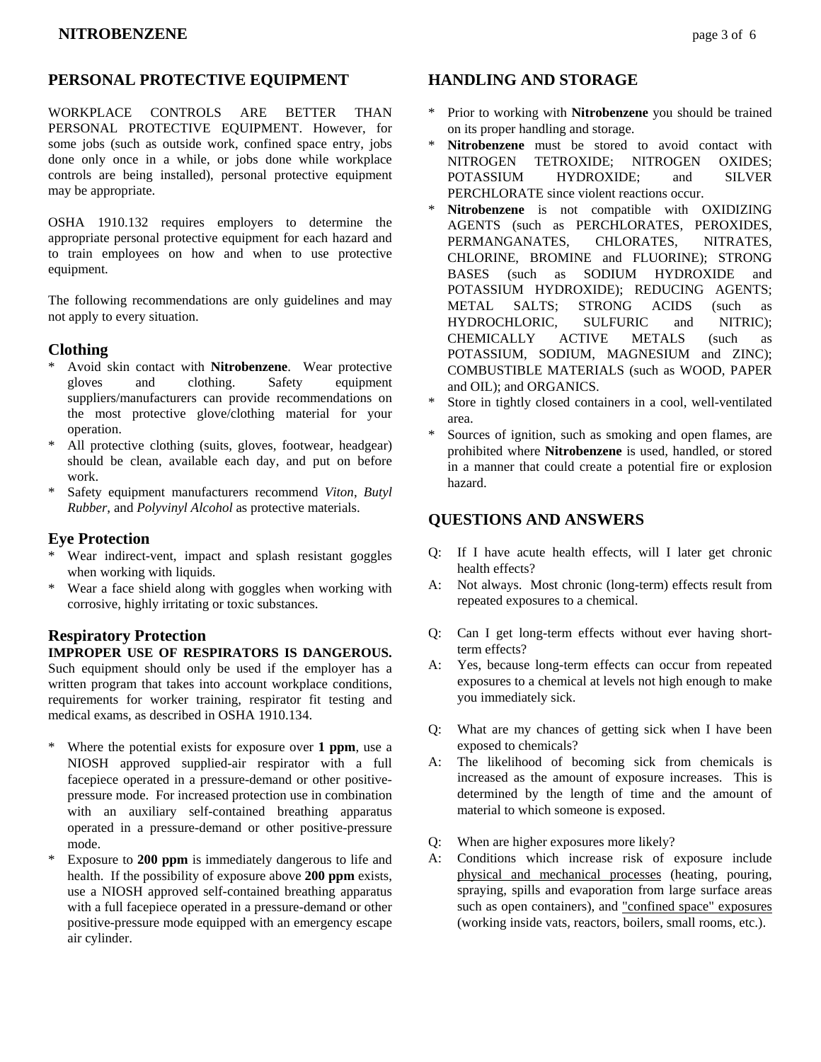## PERSONAL PROTECTIVE EQUIPMENT

WORKPLACE CONTROLS ARE BETTER THAN PERSONAL PROTECTIVE EQUIPMENT. However, for some jobs (such as outside work, confined space entry, jobs done only once in a while, or jobs done while workplace controls are being installed), personal protective equipment may be appropriate.

OSHA 1910.132 requires employers to determine the appropriate personal protective equipment for each hazard and to train employees on how and when to use protective equipment.

The following recommendations are only guidelines and may not apply to every situation.

### Clothing

* Avoid skin contact with **Nitrobenzene**. Wear protective gloves and clothing. Safety equipment suppliers/manufacturers can provide recommendations on the most protective glove/clothing material for your operation.
* All protective clothing (suits, gloves, footwear, headgear) should be clean, available each day, and put on before work.
* Safety equipment manufacturers recommend *Viton*, *Butyl Rubber*, and *Polyvinyl Alcohol* as protective materials.

### Eye Protection

* Wear indirect-vent, impact and splash resistant goggles when working with liquids.
* Wear a face shield along with goggles when working with corrosive, highly irritating or toxic substances.

### Respiratory Protection

**IMPROPER USE OF RESPIRATORS IS DANGEROUS.** Such equipment should only be used if the employer has a written program that takes into account workplace conditions, requirements for worker training, respirator fit testing and medical exams, as described in OSHA 1910.134.

* Where the potential exists for exposure over **1 ppm**, use a NIOSH approved supplied-air respirator with a full facepiece operated in a pressure-demand or other positive-pressure mode. For increased protection use in combination with an auxiliary self-contained breathing apparatus operated in a pressure-demand or other positive-pressure mode.
* Exposure to **200 ppm** is immediately dangerous to life and health. If the possibility of exposure above **200 ppm** exists, use a NIOSH approved self-contained breathing apparatus with a full facepiece operated in a pressure-demand or other positive-pressure mode equipped with an emergency escape air cylinder.

## HANDLING AND STORAGE

* Prior to working with **Nitrobenzene** you should be trained on its proper handling and storage.
* **Nitrobenzene** must be stored to avoid contact with NITROGEN TETROXIDE; NITROGEN OXIDES; POTASSIUM HYDROXIDE; and SILVER PERCHLORATE since violent reactions occur.
* **Nitrobenzene** is not compatible with OXIDIZING AGENTS (such as PERCHLORATES, PEROXIDES, PERMANGANATES, CHLORATES, NITRATES, CHLORINE, BROMINE and FLUORINE); STRONG BASES (such as SODIUM HYDROXIDE and POTASSIUM HYDROXIDE); REDUCING AGENTS; METAL SALTS; STRONG ACIDS (such as HYDROCHLORIC, SULFURIC and NITRIC); CHEMICALLY ACTIVE METALS (such as POTASSIUM, SODIUM, MAGNESIUM and ZINC); COMBUSTIBLE MATERIALS (such as WOOD, PAPER and OIL); and ORGANICS.
* Store in tightly closed containers in a cool, well-ventilated area.
* Sources of ignition, such as smoking and open flames, are prohibited where **Nitrobenzene** is used, handled, or stored in a manner that could create a potential fire or explosion hazard.

## QUESTIONS AND ANSWERS

Q: If I have acute health effects, will I later get chronic health effects?

A: Not always. Most chronic (long-term) effects result from repeated exposures to a chemical.

Q: Can I get long-term effects without ever having short-term effects?

A: Yes, because long-term effects can occur from repeated exposures to a chemical at levels not high enough to make you immediately sick.

Q: What are my chances of getting sick when I have been exposed to chemicals?

A: The likelihood of becoming sick from chemicals is increased as the amount of exposure increases. This is determined by the length of time and the amount of material to which someone is exposed.

Q: When are higher exposures more likely?

A: Conditions which increase risk of exposure include physical and mechanical processes (heating, pouring, spraying, spills and evaporation from large surface areas such as open containers), and "confined space" exposures (working inside vats, reactors, boilers, small rooms, etc.).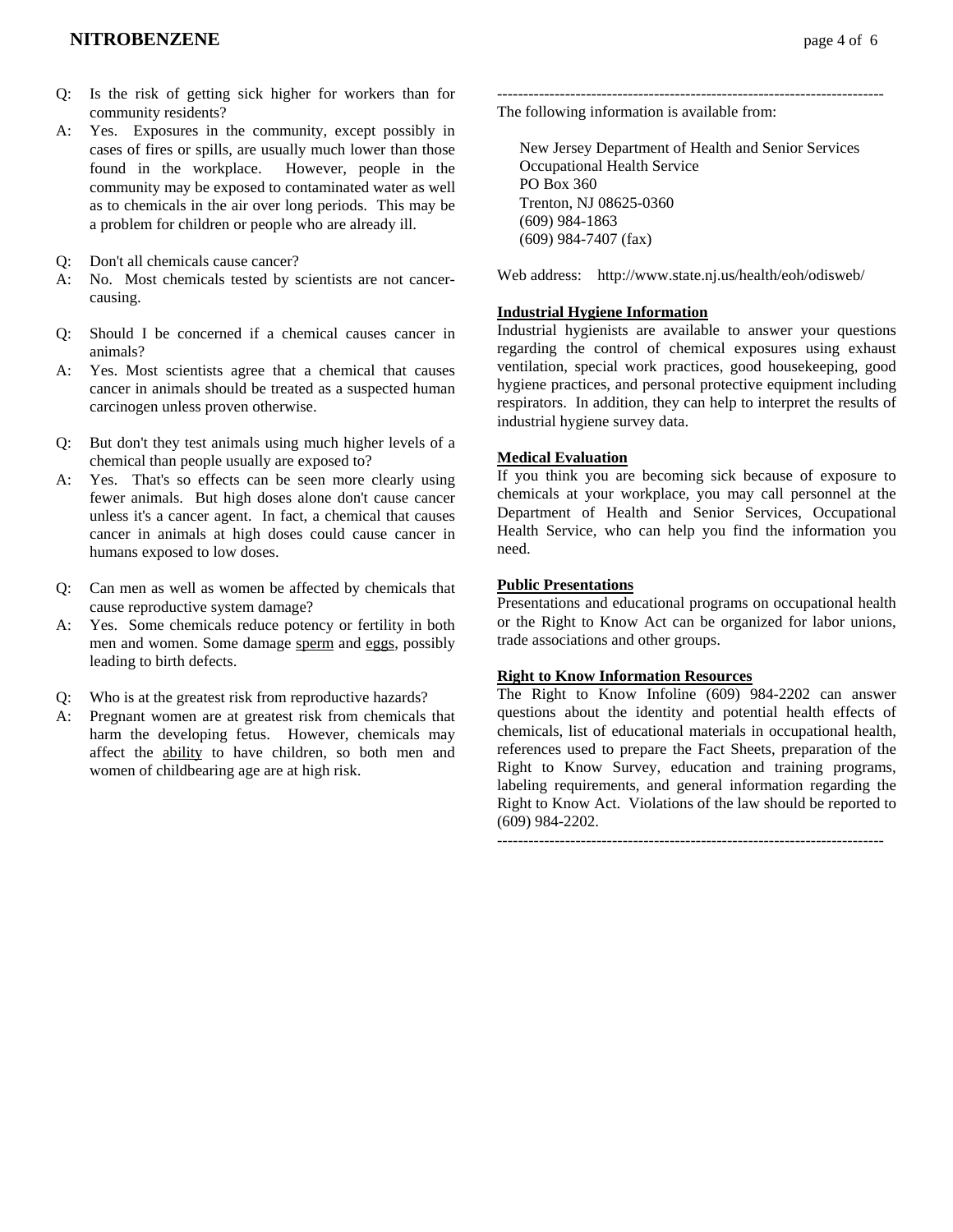Q: Is the risk of getting sick higher for workers than for community residents?

A: Yes. Exposures in the community, except possibly in cases of fires or spills, are usually much lower than those found in the workplace. However, people in the community may be exposed to contaminated water as well as to chemicals in the air over long periods. This may be a problem for children or people who are already ill.

Q: Don't all chemicals cause cancer?

A: No. Most chemicals tested by scientists are not cancer-causing.

Q: Should I be concerned if a chemical causes cancer in animals?

A: Yes. Most scientists agree that a chemical that causes cancer in animals should be treated as a suspected human carcinogen unless proven otherwise.

Q: But don't they test animals using much higher levels of a chemical than people usually are exposed to?

A: Yes. That's so effects can be seen more clearly using fewer animals. But high doses alone don't cause cancer unless it's a cancer agent. In fact, a chemical that causes cancer in animals at high doses could cause cancer in humans exposed to low doses.

Q: Can men as well as women be affected by chemicals that cause reproductive system damage?

A: Yes. Some chemicals reduce potency or fertility in both men and women. Some damage sperm and eggs, possibly leading to birth defects.

Q: Who is at the greatest risk from reproductive hazards?

A: Pregnant women are at greatest risk from chemicals that harm the developing fetus. However, chemicals may affect the ability to have children, so both men and women of childbearing age are at high risk.

---

The following information is available from:

New Jersey Department of Health and Senior Services
Occupational Health Service
PO Box 360
Trenton, NJ 08625-0360
(609) 984-1863
(609) 984-7407 (fax)

Web address: http://www.state.nj.us/health/eoh/odisweb/

**Industrial Hygiene Information**

Industrial hygienists are available to answer your questions regarding the control of chemical exposures using exhaust ventilation, special work practices, good housekeeping, good hygiene practices, and personal protective equipment including respirators. In addition, they can help to interpret the results of industrial hygiene survey data.

**Medical Evaluation**

If you think you are becoming sick because of exposure to chemicals at your workplace, you may call personnel at the Department of Health and Senior Services, Occupational Health Service, who can help you find the information you need.

**Public Presentations**

Presentations and educational programs on occupational health or the Right to Know Act can be organized for labor unions, trade associations and other groups.

**Right to Know Information Resources**

The Right to Know Infoline (609) 984-2202 can answer questions about the identity and potential health effects of chemicals, list of educational materials in occupational health, references used to prepare the Fact Sheets, preparation of the Right to Know Survey, education and training programs, labeling requirements, and general information regarding the Right to Know Act. Violations of the law should be reported to (609) 984-2202.

---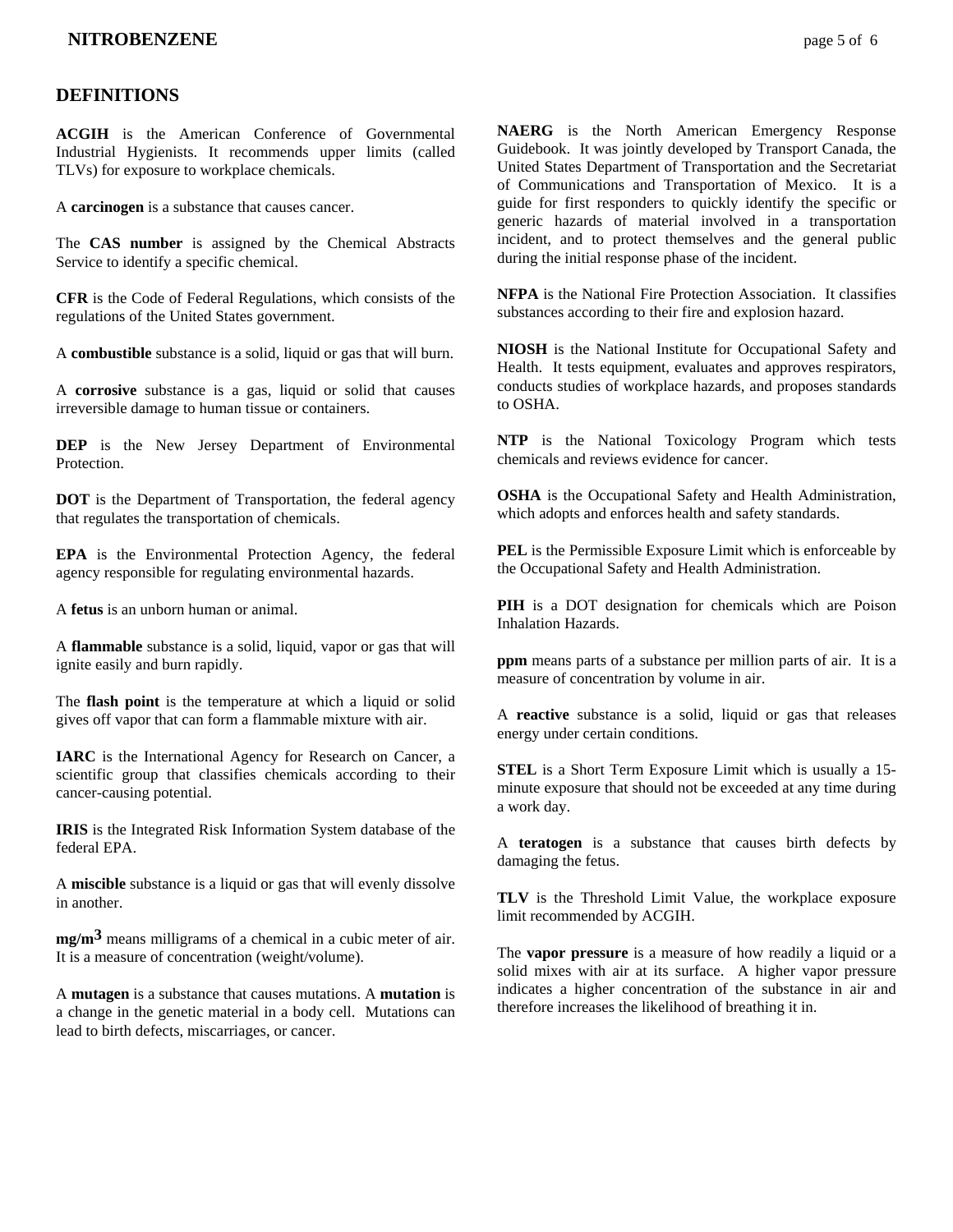## DEFINITIONS

**ACGIH** is the American Conference of Governmental Industrial Hygienists. It recommends upper limits (called TLVs) for exposure to workplace chemicals.

A **carcinogen** is a substance that causes cancer.

The **CAS number** is assigned by the Chemical Abstracts Service to identify a specific chemical.

**CFR** is the Code of Federal Regulations, which consists of the regulations of the United States government.

A **combustible** substance is a solid, liquid or gas that will burn.

A **corrosive** substance is a gas, liquid or solid that causes irreversible damage to human tissue or containers.

**DEP** is the New Jersey Department of Environmental Protection.

**DOT** is the Department of Transportation, the federal agency that regulates the transportation of chemicals.

**EPA** is the Environmental Protection Agency, the federal agency responsible for regulating environmental hazards.

A **fetus** is an unborn human or animal.

A **flammable** substance is a solid, liquid, vapor or gas that will ignite easily and burn rapidly.

The **flash point** is the temperature at which a liquid or solid gives off vapor that can form a flammable mixture with air.

**IARC** is the International Agency for Research on Cancer, a scientific group that classifies chemicals according to their cancer-causing potential.

**IRIS** is the Integrated Risk Information System database of the federal EPA.

A **miscible** substance is a liquid or gas that will evenly dissolve in another.

**mg/m$^3$** means milligrams of a chemical in a cubic meter of air. It is a measure of concentration (weight/volume).

A **mutagen** is a substance that causes mutations. A **mutation** is a change in the genetic material in a body cell. Mutations can lead to birth defects, miscarriages, or cancer.

**NAERG** is the North American Emergency Response Guidebook. It was jointly developed by Transport Canada, the United States Department of Transportation and the Secretariat of Communications and Transportation of Mexico. It is a guide for first responders to quickly identify the specific or generic hazards of material involved in a transportation incident, and to protect themselves and the general public during the initial response phase of the incident.

**NFPA** is the National Fire Protection Association. It classifies substances according to their fire and explosion hazard.

**NIOSH** is the National Institute for Occupational Safety and Health. It tests equipment, evaluates and approves respirators, conducts studies of workplace hazards, and proposes standards to OSHA.

**NTP** is the National Toxicology Program which tests chemicals and reviews evidence for cancer.

**OSHA** is the Occupational Safety and Health Administration, which adopts and enforces health and safety standards.

**PEL** is the Permissible Exposure Limit which is enforceable by the Occupational Safety and Health Administration.

**PIH** is a DOT designation for chemicals which are Poison Inhalation Hazards.

**ppm** means parts of a substance per million parts of air. It is a measure of concentration by volume in air.

A **reactive** substance is a solid, liquid or gas that releases energy under certain conditions.

**STEL** is a Short Term Exposure Limit which is usually a 15-minute exposure that should not be exceeded at any time during a work day.

A **teratogen** is a substance that causes birth defects by damaging the fetus.

**TLV** is the Threshold Limit Value, the workplace exposure limit recommended by ACGIH.

The **vapor pressure** is a measure of how readily a liquid or a solid mixes with air at its surface. A higher vapor pressure indicates a higher concentration of the substance in air and therefore increases the likelihood of breathing it in.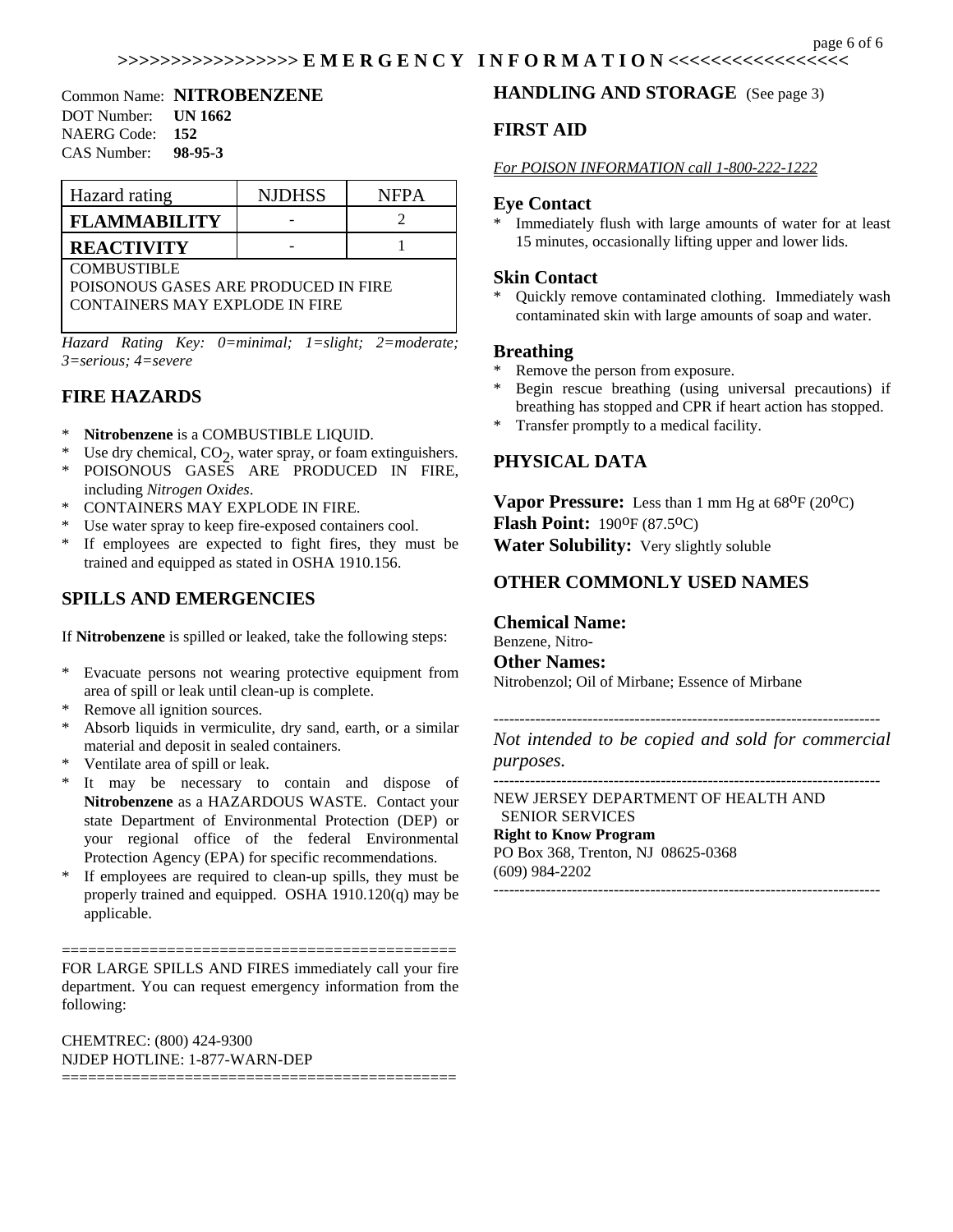# >>>>>>>>>>>>>>>> E M E R G E N C Y   I N F O R M A T I O N <<<<<<<<<<<<<<<<

Common Name: **NITROBENZENE**
DOT Number: **UN 1662**
NAERG Code: **152**
CAS Number: **98-95-3**

| Hazard rating | NJDHSS | NFPA |
|---|---|---|
| **FLAMMABILITY** | - | 2 |
| **REACTIVITY** | - | 1 |
| COMBUSTIBLE<br>POISONOUS GASES ARE PRODUCED IN FIRE<br>CONTAINERS MAY EXPLODE IN FIRE | | |

*Hazard Rating Key: 0=minimal; 1=slight; 2=moderate; 3=serious; 4=severe*

## FIRE HAZARDS

* **Nitrobenzene** is a COMBUSTIBLE LIQUID.
* Use dry chemical, $CO_2$, water spray, or foam extinguishers.
* POISONOUS GASES ARE PRODUCED IN FIRE, including *Nitrogen Oxides*.
* CONTAINERS MAY EXPLODE IN FIRE.
* Use water spray to keep fire-exposed containers cool.
* If employees are expected to fight fires, they must be trained and equipped as stated in OSHA 1910.156.

## SPILLS AND EMERGENCIES

If **Nitrobenzene** is spilled or leaked, take the following steps:

* Evacuate persons not wearing protective equipment from area of spill or leak until clean-up is complete.
* Remove all ignition sources.
* Absorb liquids in vermiculite, dry sand, earth, or a similar material and deposit in sealed containers.
* Ventilate area of spill or leak.
* It may be necessary to contain and dispose of **Nitrobenzene** as a HAZARDOUS WASTE. Contact your state Department of Environmental Protection (DEP) or your regional office of the federal Environmental Protection Agency (EPA) for specific recommendations.
* If employees are required to clean-up spills, they must be properly trained and equipped. OSHA 1910.120(q) may be applicable.

============================================

FOR LARGE SPILLS AND FIRES immediately call your fire department. You can request emergency information from the following:

CHEMTREC: (800) 424-9300
NJDEP HOTLINE: 1-877-WARN-DEP

============================================

## HANDLING AND STORAGE (See page 3)

## FIRST AID

*For POISON INFORMATION call 1-800-222-1222*

### Eye Contact

* Immediately flush with large amounts of water for at least 15 minutes, occasionally lifting upper and lower lids.

### Skin Contact

* Quickly remove contaminated clothing. Immediately wash contaminated skin with large amounts of soap and water.

### Breathing

* Remove the person from exposure.
* Begin rescue breathing (using universal precautions) if breathing has stopped and CPR if heart action has stopped.
* Transfer promptly to a medical facility.

## PHYSICAL DATA

**Vapor Pressure:** Less than 1 mm Hg at 68$^{o}$F (20$^{o}$C)
**Flash Point:** 190$^{o}$F (87.5$^{o}$C)
**Water Solubility:** Very slightly soluble

## OTHER COMMONLY USED NAMES

**Chemical Name:**
Benzene, Nitro-
**Other Names:**
Nitrobenzol; Oil of Mirbane; Essence of Mirbane

---

*Not intended to be copied and sold for commercial purposes.*

---

NEW JERSEY DEPARTMENT OF HEALTH AND SENIOR SERVICES
**Right to Know Program**
PO Box 368, Trenton, NJ 08625-0368
(609) 984-2202